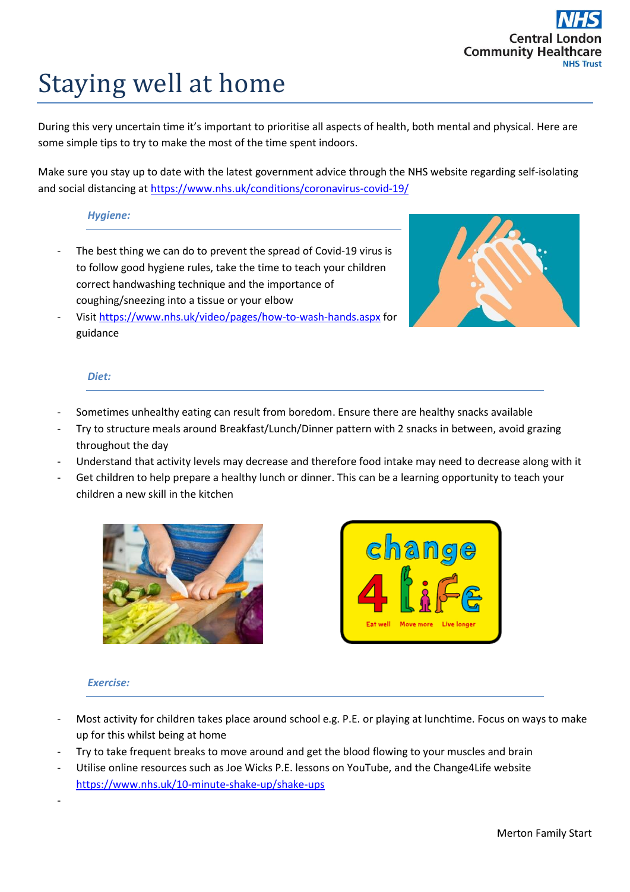# Staying well at home

During this very uncertain time it's important to prioritise all aspects of health, both mental and physical. Here are some simple tips to try to make the most of the time spent indoors.

Make sure you stay up to date with the latest government advice through the NHS website regarding self-isolating and social distancing at https://www.nhs.uk/conditions/coronavirus-covid-19/

### *Hygiene:*

- The best thing we can do to prevent the spread of Covid-19 virus is to follow good hygiene rules, take the time to teach your children correct handwashing technique and the importance of coughing/sneezing into a tissue or your elbow
- Visit https://www.nhs.uk/video/pages/how-to-wash-hands.aspx for guidance

### *Diet:*

- Sometimes unhealthy eating can result from boredom. Ensure there are healthy snacks available
- Try to structure meals around Breakfast/Lunch/Dinner pattern with 2 snacks in between, avoid grazing throughout the day
- Understand that activity levels may decrease and therefore food intake may need to decrease along with it
- Get children to help prepare a healthy lunch or dinner. This can be a learning opportunity to teach your children a new skill in the kitchen

### *Exercise:*

- Most activity for children takes place around school e.g. P.E. or playing at lunchtime. Focus on ways to make up for this whilst being at home
- Try to take frequent breaks to move around and get the blood flowing to your muscles and brain
- Utilise online resources such as Joe Wicks P.E. lessons on YouTube, and the Change4Life website https://www.nhs.uk/10-minute-shake-up/shake-ups

Merton Family Start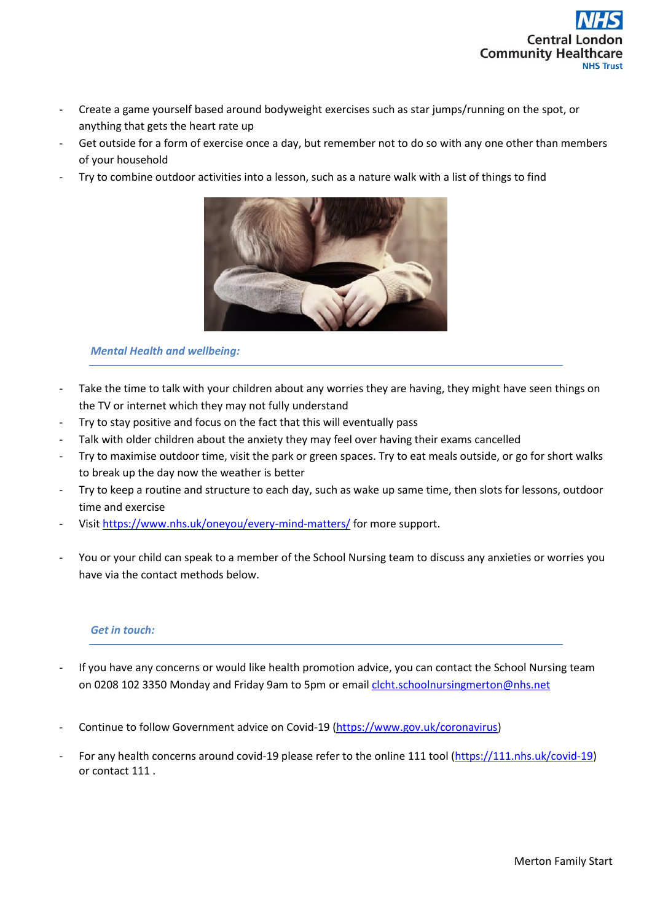- Create a game yourself based around bodyweight exercises such as star jumps/running on the spot, or anything that gets the heart rate up
- Get outside for a form of exercise once a day, but remember not to do so with any one other than members of your household
- Try to combine outdoor activities into a lesson, such as a nature walk with a list of things to find

### *Mental Health and wellbeing:*

- Take the time to talk with your children about any worries they are having, they might have seen things on the TV or internet which they may not fully understand
- Try to stay positive and focus on the fact that this will eventually pass
- Talk with older children about the anxiety they may feel over having their exams cancelled
- Try to maximise outdoor time, visit the park or green spaces. Try to eat meals outside, or go for short walks to break up the day now the weather is better
- Try to keep a routine and structure to each day, such as wake up same time, then slots for lessons, outdoor time and exercise
- Visit https://www.nhs.uk/oneyou/every-mind-matters/ for more support.

- You or your child can speak to a member of the School Nursing team to discuss any anxieties or worries you have via the contact methods below.

### *Get in touch:*

- If you have any concerns or would like health promotion advice, you can contact the School Nursing team on 0208 102 3350 Monday and Friday 9am to 5pm or email clcht.schoolnursingmerton@nhs.net

- Continue to follow Government advice on Covid-19 (https://www.gov.uk/coronavirus)

- For any health concerns around covid-19 please refer to the online 111 tool (https://111.nhs.uk/covid-19) or contact 111 .